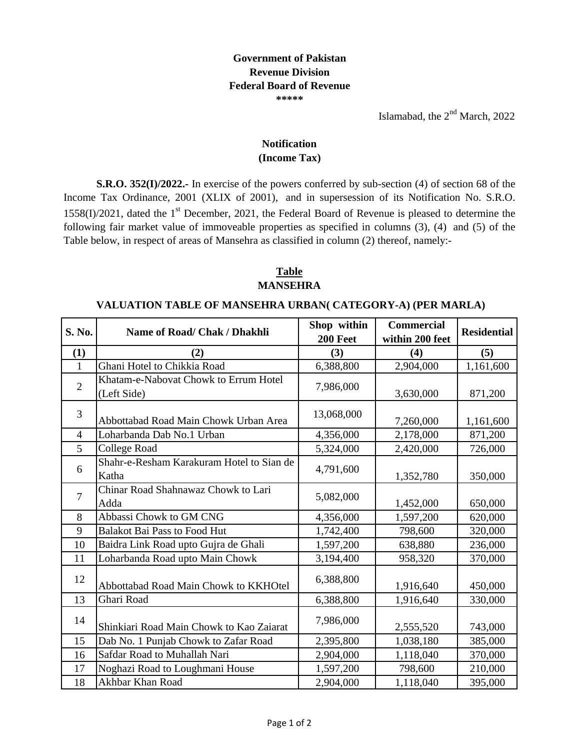**Government of Pakistan**
**Revenue Division**
**Federal Board of Revenue**
**\*\*\*\*\***

Islamabad, the 2nd March, 2022

## Notification
## (Income Tax)

**S.R.O. 352(I)/2022.-** In exercise of the powers conferred by sub-section (4) of section 68 of the Income Tax Ordinance, 2001 (XLIX of 2001), and in supersession of its Notification No. S.R.O. 1558(I)/2021, dated the 1st December, 2021, the Federal Board of Revenue is pleased to determine the following fair market value of immoveable properties as specified in columns (3), (4) and (5) of the Table below, in respect of areas of Mansehra as classified in column (2) thereof, namely:-

## Table
## MANSEHRA

### VALUATION TABLE OF MANSEHRA URBAN( CATEGORY-A) (PER MARLA)

| S. No. | Name of Road/ Chak / Dhakhli | Shop within 200 Feet | Commercial within 200 feet | Residential |
|---|---|---|---|---|
| (1) | (2) | (3) | (4) | (5) |
| 1 | Ghani Hotel to Chikkia Road | 6,388,800 | 2,904,000 | 1,161,600 |
| 2 | Khatam-e-Nabovat Chowk to Errum Hotel (Left Side) | 7,986,000 | 3,630,000 | 871,200 |
| 3 | Abbottabad Road Main Chowk Urban Area | 13,068,000 | 7,260,000 | 1,161,600 |
| 4 | Loharbanda Dab No.1 Urban | 4,356,000 | 2,178,000 | 871,200 |
| 5 | College Road | 5,324,000 | 2,420,000 | 726,000 |
| 6 | Shahr-e-Resham Karakuram Hotel to Sian de Katha | 4,791,600 | 1,352,780 | 350,000 |
| 7 | Chinar Road Shahnawaz Chowk to Lari Adda | 5,082,000 | 1,452,000 | 650,000 |
| 8 | Abbassi Chowk to GM CNG | 4,356,000 | 1,597,200 | 620,000 |
| 9 | Balakot Bai Pass to Food Hut | 1,742,400 | 798,600 | 320,000 |
| 10 | Baidra Link Road upto Gujra de Ghali | 1,597,200 | 638,880 | 236,000 |
| 11 | Loharbanda Road upto Main Chowk | 3,194,400 | 958,320 | 370,000 |
| 12 | Abbottabad Road Main Chowk to KKHOtel | 6,388,800 | 1,916,640 | 450,000 |
| 13 | Ghari Road | 6,388,800 | 1,916,640 | 330,000 |
| 14 | Shinkiari Road Main Chowk to Kao Zaiarat | 7,986,000 | 2,555,520 | 743,000 |
| 15 | Dab No. 1 Punjab Chowk to Zafar Road | 2,395,800 | 1,038,180 | 385,000 |
| 16 | Safdar Road to Muhallah Nari | 2,904,000 | 1,118,040 | 370,000 |
| 17 | Noghazi Road to Loughmani House | 1,597,200 | 798,600 | 210,000 |
| 18 | Akhbar Khan Road | 2,904,000 | 1,118,040 | 395,000 |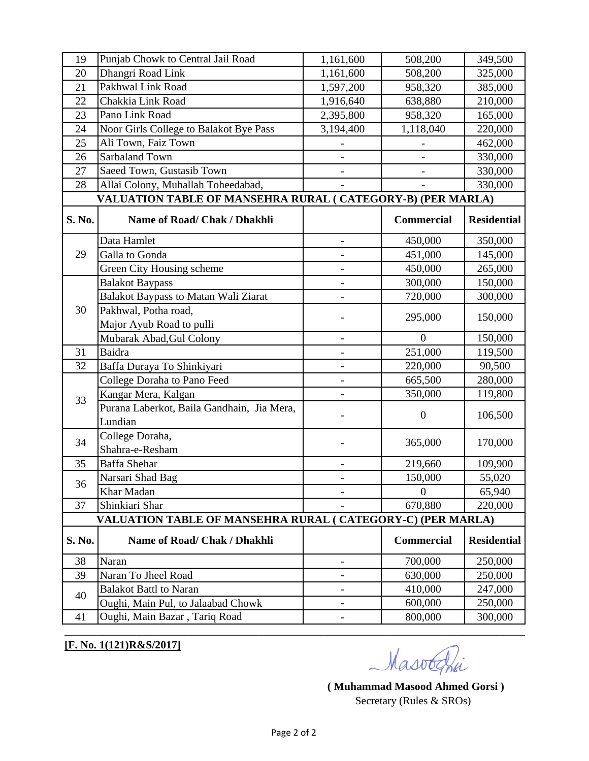| | | | | |
|---|---|---|---|---|
| 19 | Punjab Chowk to Central Jail Road | 1,161,600 | 508,200 | 349,500 |
| 20 | Dhangri Road Link | 1,161,600 | 508,200 | 325,000 |
| 21 | Pakhwal Link Road | 1,597,200 | 958,320 | 385,000 |
| 22 | Chakkia Link Road | 1,916,640 | 638,880 | 210,000 |
| 23 | Pano Link Road | 2,395,800 | 958,320 | 165,000 |
| 24 | Noor Girls College to Balakot Bye Pass | 3,194,400 | 1,118,040 | 220,000 |
| 25 | Ali Town, Faiz Town | - | - | 462,000 |
| 26 | Sarbaland Town | - | - | 330,000 |
| 27 | Saeed Town, Gustasib Town | - | - | 330,000 |
| 28 | Allai Colony, Muhallah Toheedabad, | - | - | 330,000 |

**VALUATION TABLE OF MANSEHRA RURAL ( CATEGORY-B) (PER MARLA)**

| S. No. | Name of Road/ Chak / Dhakhli | | Commercial | Residential |
|---|---|---|---|---|
| 29 | Data Hamlet | - | 450,000 | 350,000 |
| | Galla to Gonda | - | 451,000 | 145,000 |
| | Green City Housing scheme | - | 450,000 | 265,000 |
| 30 | Balakot Baypass | - | 300,000 | 150,000 |
| | Balakot Baypass to Matan Wali Ziarat | - | 720,000 | 300,000 |
| | Pakhwal, Potha road, Major Ayub Road to pulli | - | 295,000 | 150,000 |
| | Mubarak Abad,Gul Colony | - | 0 | 150,000 |
| 31 | Baidra | - | 251,000 | 119,500 |
| 32 | Baffa Duraya To Shinkiyari | - | 220,000 | 90,500 |
| 33 | College Doraha to Pano Feed | - | 665,500 | 280,000 |
| | Kangar Mera, Kalgan | - | 350,000 | 119,800 |
| | Purana Laberkot, Baila Gandhain, Jia Mera, Lundian | - | 0 | 106,500 |
| 34 | College Doraha, Shahra-e-Resham | - | 365,000 | 170,000 |
| 35 | Baffa Shehar | - | 219,660 | 109,900 |
| 36 | Narsari Shad Bag | - | 150,000 | 55,020 |
| | Khar Madan | - | 0 | 65,940 |
| 37 | Shinkiari Shar | - | 670,880 | 220,000 |

**VALUATION TABLE OF MANSEHRA RURAL ( CATEGORY-C) (PER MARLA)**

| S. No. | Name of Road/ Chak / Dhakhli | | Commercial | Residential |
|---|---|---|---|---|
| 38 | Naran | - | 700,000 | 250,000 |
| 39 | Naran To Jheel Road | - | 630,000 | 250,000 |
| 40 | Balakot Battl to Naran | - | 410,000 | 247,000 |
| | Oughi, Main Pul, to Jalaabad Chowk | - | 600,000 | 250,000 |
| 41 | Oughi, Main Bazar , Tariq Road | - | 800,000 | 300,000 |

**[F. No. 1(121)R&S/2017]**

**( Muhammad Masood Ahmed Gorsi )**
Secretary (Rules & SROs)